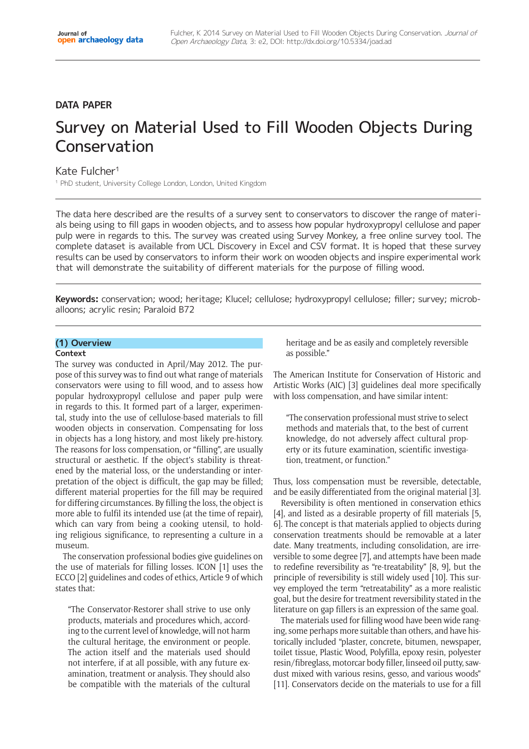DATA PAPER

# Survey on Material Used to Fill Wooden Objects During Conservation

Kate Fulcher[1]

[1] PhD student, University College London, London, United Kingdom

The data here described are the results of a survey sent to conservators to discover the range of materials being using to fill gaps in wooden objects, and to assess how popular hydroxypropyl cellulose and paper pulp were in regards to this. The survey was created using Survey Monkey, a free online survey tool. The complete dataset is available from UCL Discovery in Excel and CSV format. It is hoped that these survey results can be used by conservators to inform their work on wooden objects and inspire experimental work that will demonstrate the suitability of different materials for the purpose of filling wood.

**Keywords:** conservation; wood; heritage; Klucel; cellulose; hydroxypropyl cellulose; filler; survey; microballoons; acrylic resin; Paraloid B72

## (1) Overview

### Context

The survey was conducted in April/May 2012. The purpose of this survey was to find out what range of materials conservators were using to fill wood, and to assess how popular hydroxypropyl cellulose and paper pulp were in regards to this. It formed part of a larger, experimental, study into the use of cellulose-based materials to fill wooden objects in conservation. Compensating for loss in objects has a long history, and most likely pre-history. The reasons for loss compensation, or "filling", are usually structural or aesthetic. If the object's stability is threatened by the material loss, or the understanding or interpretation of the object is difficult, the gap may be filled; different material properties for the fill may be required for differing circumstances. By filling the loss, the object is more able to fulfil its intended use (at the time of repair), which can vary from being a cooking utensil, to holding religious significance, to representing a culture in a museum.

The conservation professional bodies give guidelines on the use of materials for filling losses. ICON [1] uses the ECCO [2] guidelines and codes of ethics, Article 9 of which states that:

> "The Conservator-Restorer shall strive to use only products, materials and procedures which, according to the current level of knowledge, will not harm the cultural heritage, the environment or people. The action itself and the materials used should not interfere, if at all possible, with any future examination, treatment or analysis. They should also be compatible with the materials of the cultural heritage and be as easily and completely reversible as possible."

The American Institute for Conservation of Historic and Artistic Works (AIC) [3] guidelines deal more specifically with loss compensation, and have similar intent:

> "The conservation professional must strive to select methods and materials that, to the best of current knowledge, do not adversely affect cultural property or its future examination, scientific investigation, treatment, or function."

Thus, loss compensation must be reversible, detectable, and be easily differentiated from the original material [3].

Reversibility is often mentioned in conservation ethics [4], and listed as a desirable property of fill materials [5, 6]. The concept is that materials applied to objects during conservation treatments should be removable at a later date. Many treatments, including consolidation, are irreversible to some degree [7], and attempts have been made to redefine reversibility as "re-treatability" [8, 9], but the principle of reversibility is still widely used [10]. This survey employed the term "retreatability" as a more realistic goal, but the desire for treatment reversibility stated in the literature on gap fillers is an expression of the same goal.

The materials used for filling wood have been wide ranging, some perhaps more suitable than others, and have historically included "plaster, concrete, bitumen, newspaper, toilet tissue, Plastic Wood, Polyfilla, epoxy resin, polyester resin/fibreglass, motorcar body filler, linseed oil putty, sawdust mixed with various resins, gesso, and various woods" [11]. Conservators decide on the materials to use for a fill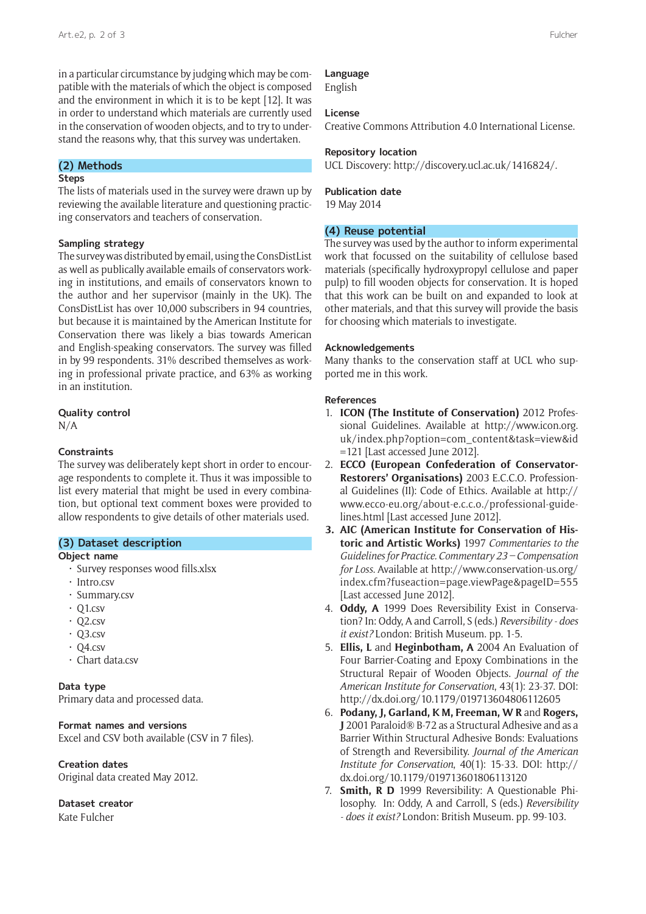in a particular circumstance by judging which may be compatible with the materials of which the object is composed and the environment in which it is to be kept [12]. It was in order to understand which materials are currently used in the conservation of wooden objects, and to try to understand the reasons why, that this survey was undertaken.

## (2) Methods

### Steps

The lists of materials used in the survey were drawn up by reviewing the available literature and questioning practicing conservators and teachers of conservation.

### Sampling strategy

The survey was distributed by email, using the ConsDistList as well as publically available emails of conservators working in institutions, and emails of conservators known to the author and her supervisor (mainly in the UK). The ConsDistList has over 10,000 subscribers in 94 countries, but because it is maintained by the American Institute for Conservation there was likely a bias towards American and English-speaking conservators. The survey was filled in by 99 respondents. 31% described themselves as working in professional private practice, and 63% as working in an institution.

### Quality control

N/A

### Constraints

The survey was deliberately kept short in order to encourage respondents to complete it. Thus it was impossible to list every material that might be used in every combination, but optional text comment boxes were provided to allow respondents to give details of other materials used.

## (3) Dataset description

### Object name

- Survey responses wood fills.xlsx
- Intro.csv
- Summary.csv
- Q1.csv
- Q2.csv
- Q3.csv
- Q4.csv
- Chart data.csv

### Data type

Primary data and processed data.

### Format names and versions

Excel and CSV both available (CSV in 7 files).

### Creation dates

Original data created May 2012.

### Dataset creator

Kate Fulcher

### Language

English

### License

Creative Commons Attribution 4.0 International License.

### Repository location

UCL Discovery: http://discovery.ucl.ac.uk/1416824/.

### Publication date

19 May 2014

## (4) Reuse potential

The survey was used by the author to inform experimental work that focussed on the suitability of cellulose based materials (specifically hydroxypropyl cellulose and paper pulp) to fill wooden objects for conservation. It is hoped that this work can be built on and expanded to look at other materials, and that this survey will provide the basis for choosing which materials to investigate.

### Acknowledgements

Many thanks to the conservation staff at UCL who supported me in this work.

### References

1. **ICON (The Institute of Conservation)** 2012 Professional Guidelines. Available at http://www.icon.org.uk/index.php?option=com_content&task=view&id=121 [Last accessed June 2012].
2. **ECCO (European Confederation of Conservator-Restorers' Organisations)** 2003 E.C.C.O. Professional Guidelines (II): Code of Ethics. Available at http://www.ecco-eu.org/about-e.c.c.o./professional-guidelines.html [Last accessed June 2012].
3. **AIC (American Institute for Conservation of Historic and Artistic Works)** 1997 *Commentaries to the Guidelines for Practice. Commentary 23 – Compensation for Loss*. Available at http://www.conservation-us.org/index.cfm?fuseaction=page.viewPage&pageID=555 [Last accessed June 2012].
4. **Oddy, A** 1999 Does Reversibility Exist in Conservation? In: Oddy, A and Carroll, S (eds.) *Reversibility - does it exist?* London: British Museum. pp. 1-5.
5. **Ellis, L** and **Heginbotham, A** 2004 An Evaluation of Four Barrier-Coating and Epoxy Combinations in the Structural Repair of Wooden Objects. *Journal of the American Institute for Conservation*, 43(1): 23-37. DOI: http://dx.doi.org/10.1179/019713604806112605
6. **Podany, J, Garland, K M, Freeman, W R** and **Rogers, J** 2001 Paraloid® B-72 as a Structural Adhesive and as a Barrier Within Structural Adhesive Bonds: Evaluations of Strength and Reversibility. *Journal of the American Institute for Conservation*, 40(1): 15-33. DOI: http://dx.doi.org/10.1179/019713601806113120
7. **Smith, R D** 1999 Reversibility: A Questionable Philosophy. In: Oddy, A and Carroll, S (eds.) *Reversibility - does it exist?* London: British Museum. pp. 99-103.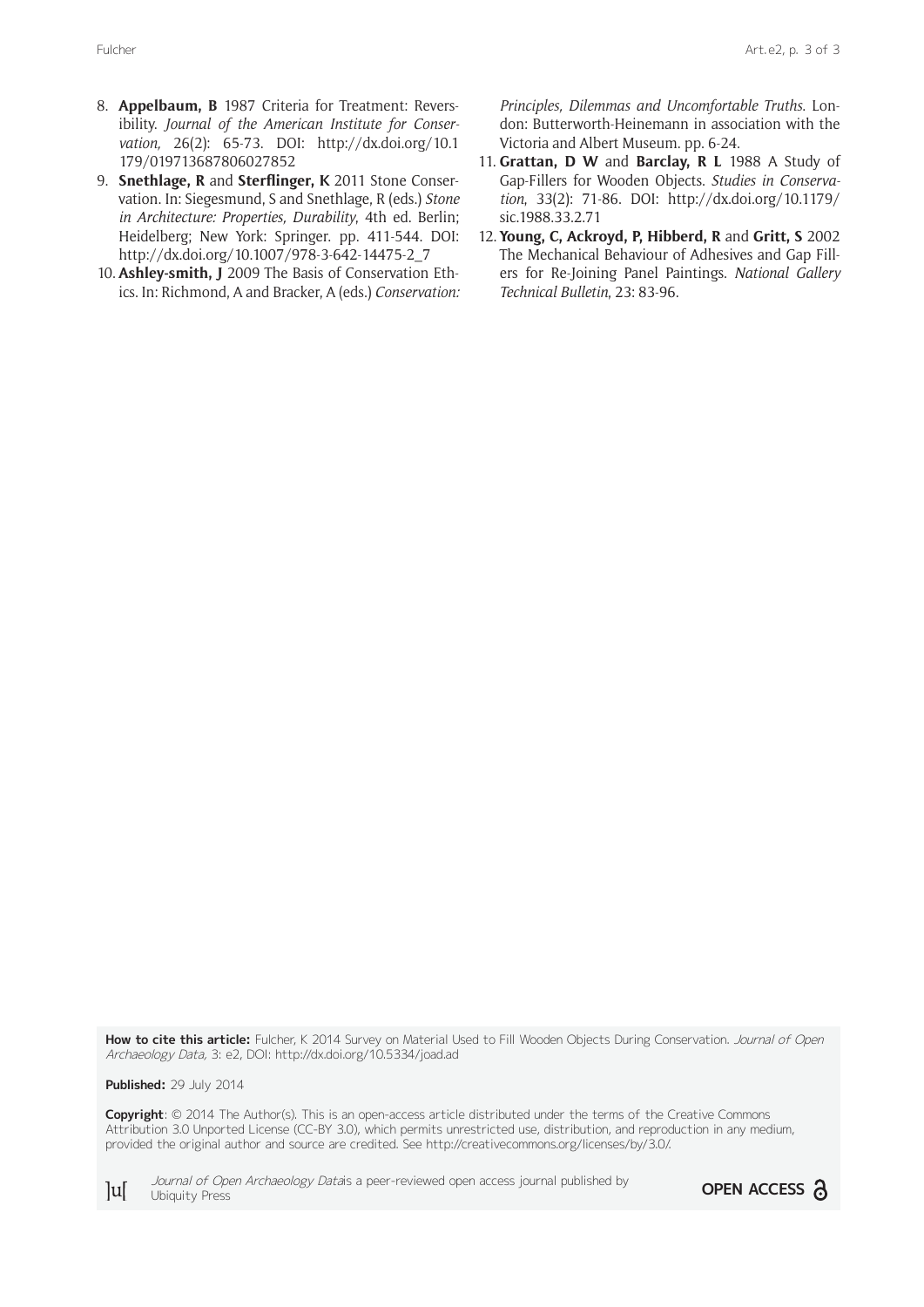8. **Appelbaum, B** 1987 Criteria for Treatment: Reversibility. *Journal of the American Institute for Conservation,* 26(2): 65-73. DOI: http://dx.doi.org/10.1179/019713687806027852
9. **Snethlage, R** and **Sterflinger, K** 2011 Stone Conservation. In: Siegesmund, S and Snethlage, R (eds.) *Stone in Architecture: Properties, Durability*, 4th ed. Berlin; Heidelberg; New York: Springer. pp. 411-544. DOI: http://dx.doi.org/10.1007/978-3-642-14475-2_7
10. **Ashley-smith, J** 2009 The Basis of Conservation Ethics. In: Richmond, A and Bracker, A (eds.) *Conservation: Principles, Dilemmas and Uncomfortable Truths*. London: Butterworth-Heinemann in association with the Victoria and Albert Museum. pp. 6-24.
11. **Grattan, D W** and **Barclay, R L** 1988 A Study of Gap-Fillers for Wooden Objects. *Studies in Conservation*, 33(2): 71-86. DOI: http://dx.doi.org/10.1179/sic.1988.33.2.71
12. **Young, C, Ackroyd, P, Hibberd, R** and **Gritt, S** 2002 The Mechanical Behaviour of Adhesives and Gap Fillers for Re-Joining Panel Paintings. *National Gallery Technical Bulletin*, 23: 83-96.

**How to cite this article:** Fulcher, K 2014 Survey on Material Used to Fill Wooden Objects During Conservation. *Journal of Open Archaeology Data,* 3: e2, DOI: http://dx.doi.org/10.5334/joad.ad

**Published:** 29 July 2014

**Copyright**: © 2014 The Author(s). This is an open-access article distributed under the terms of the Creative Commons Attribution 3.0 Unported License (CC-BY 3.0), which permits unrestricted use, distribution, and reproduction in any medium, provided the original author and source are credited. See http://creativecommons.org/licenses/by/3.0/.

*Journal of Open Archaeology Data*is a peer-reviewed open access journal published by Ubiquity Press

**OPEN ACCESS**